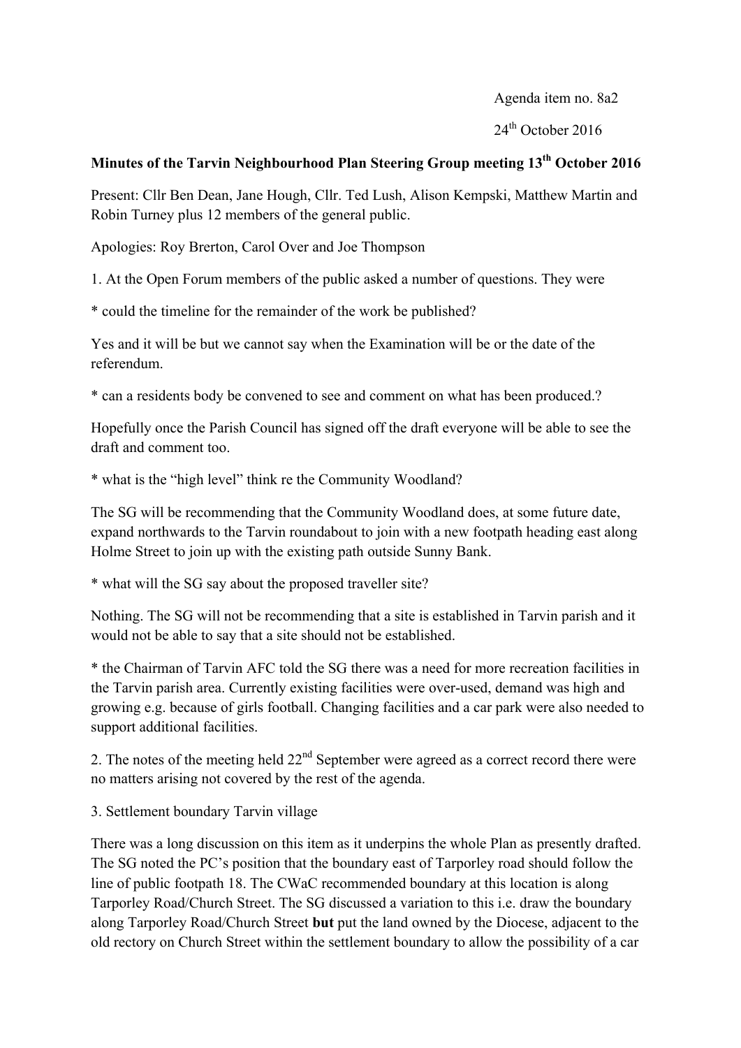Agenda item no. 8a2

24th October 2016

**Minutes of the Tarvin Neighbourhood Plan Steering Group meeting 13th October 2016**

Present: Cllr Ben Dean, Jane Hough, Cllr. Ted Lush, Alison Kempski, Matthew Martin and Robin Turney plus 12 members of the general public.

Apologies: Roy Brerton, Carol Over and Joe Thompson

1. At the Open Forum members of the public asked a number of questions. They were

* could the timeline for the remainder of the work be published?

Yes and it will be but we cannot say when the Examination will be or the date of the referendum.

* can a residents body be convened to see and comment on what has been produced.?

Hopefully once the Parish Council has signed off the draft everyone will be able to see the draft and comment too.

* what is the "high level" think re the Community Woodland?

The SG will be recommending that the Community Woodland does, at some future date, expand northwards to the Tarvin roundabout to join with a new footpath heading east along Holme Street to join up with the existing path outside Sunny Bank.

* what will the SG say about the proposed traveller site?

Nothing. The SG will not be recommending that a site is established in Tarvin parish and it would not be able to say that a site should not be established.

* the Chairman of Tarvin AFC told the SG there was a need for more recreation facilities in the Tarvin parish area. Currently existing facilities were over-used, demand was high and growing e.g. because of girls football. Changing facilities and a car park were also needed to support additional facilities.

2. The notes of the meeting held 22nd September were agreed as a correct record there were no matters arising not covered by the rest of the agenda.

3. Settlement boundary Tarvin village

There was a long discussion on this item as it underpins the whole Plan as presently drafted. The SG noted the PC's position that the boundary east of Tarporley road should follow the line of public footpath 18. The CWaC recommended boundary at this location is along Tarporley Road/Church Street. The SG discussed a variation to this i.e. draw the boundary along Tarporley Road/Church Street **but** put the land owned by the Diocese, adjacent to the old rectory on Church Street within the settlement boundary to allow the possibility of a car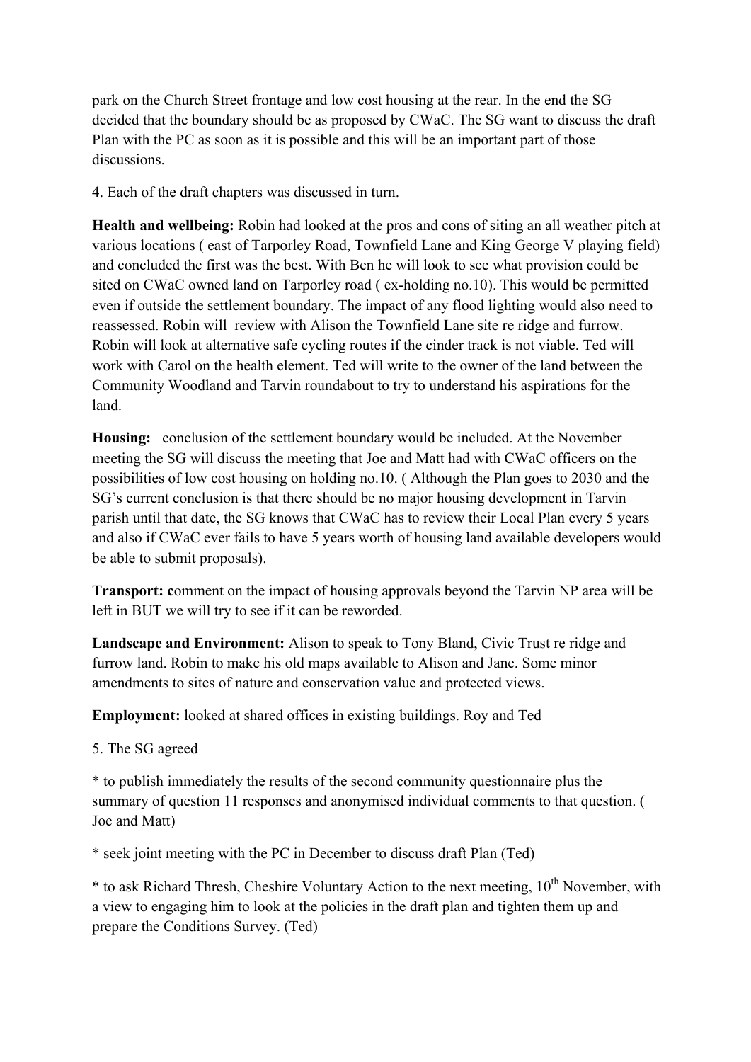park on the Church Street frontage and low cost housing at the rear. In the end the SG decided that the boundary should be as proposed by CWaC. The SG want to discuss the draft Plan with the PC as soon as it is possible and this will be an important part of those discussions.

4. Each of the draft chapters was discussed in turn.

**Health and wellbeing:** Robin had looked at the pros and cons of siting an all weather pitch at various locations ( east of Tarporley Road, Townfield Lane and King George V playing field) and concluded the first was the best. With Ben he will look to see what provision could be sited on CWaC owned land on Tarporley road ( ex-holding no.10). This would be permitted even if outside the settlement boundary. The impact of any flood lighting would also need to reassessed. Robin will review with Alison the Townfield Lane site re ridge and furrow. Robin will look at alternative safe cycling routes if the cinder track is not viable. Ted will work with Carol on the health element. Ted will write to the owner of the land between the Community Woodland and Tarvin roundabout to try to understand his aspirations for the land.

**Housing:** conclusion of the settlement boundary would be included. At the November meeting the SG will discuss the meeting that Joe and Matt had with CWaC officers on the possibilities of low cost housing on holding no.10. ( Although the Plan goes to 2030 and the SG's current conclusion is that there should be no major housing development in Tarvin parish until that date, the SG knows that CWaC has to review their Local Plan every 5 years and also if CWaC ever fails to have 5 years worth of housing land available developers would be able to submit proposals).

**Transport: c**omment on the impact of housing approvals beyond the Tarvin NP area will be left in BUT we will try to see if it can be reworded.

**Landscape and Environment:** Alison to speak to Tony Bland, Civic Trust re ridge and furrow land. Robin to make his old maps available to Alison and Jane. Some minor amendments to sites of nature and conservation value and protected views.

**Employment:** looked at shared offices in existing buildings. Roy and Ted

5. The SG agreed

* to publish immediately the results of the second community questionnaire plus the summary of question 11 responses and anonymised individual comments to that question. ( Joe and Matt)

* seek joint meeting with the PC in December to discuss draft Plan (Ted)

* to ask Richard Thresh, Cheshire Voluntary Action to the next meeting, 10th November, with a view to engaging him to look at the policies in the draft plan and tighten them up and prepare the Conditions Survey. (Ted)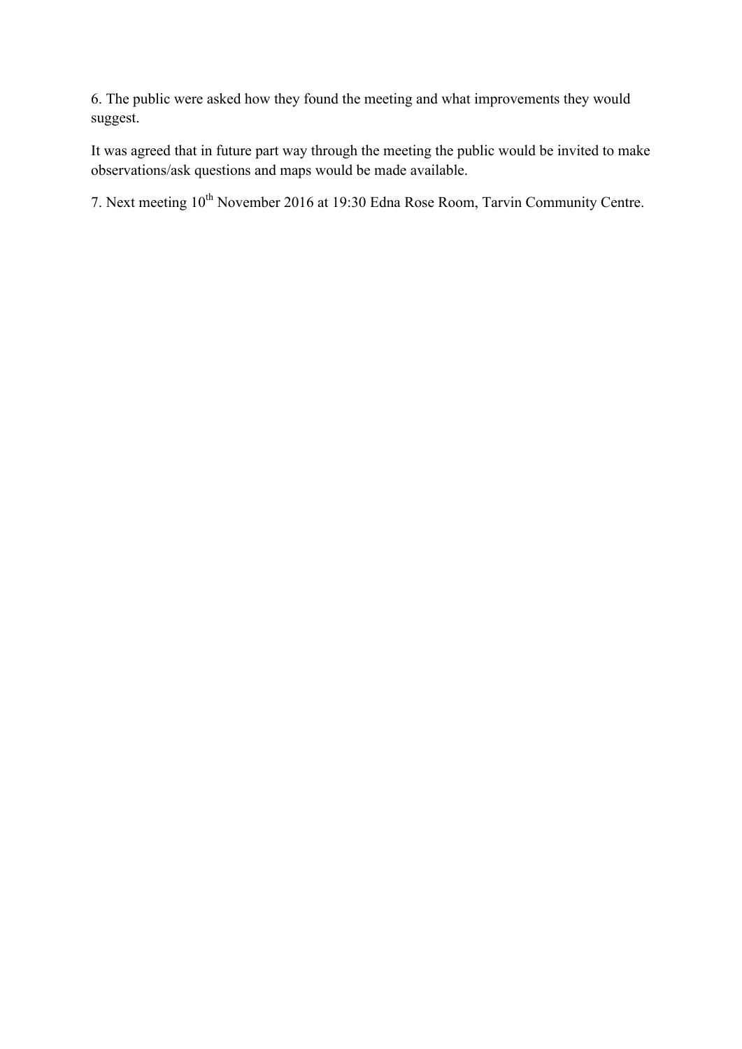6. The public were asked how they found the meeting and what improvements they would suggest.

It was agreed that in future part way through the meeting the public would be invited to make observations/ask questions and maps would be made available.

7. Next meeting 10th November 2016 at 19:30 Edna Rose Room, Tarvin Community Centre.